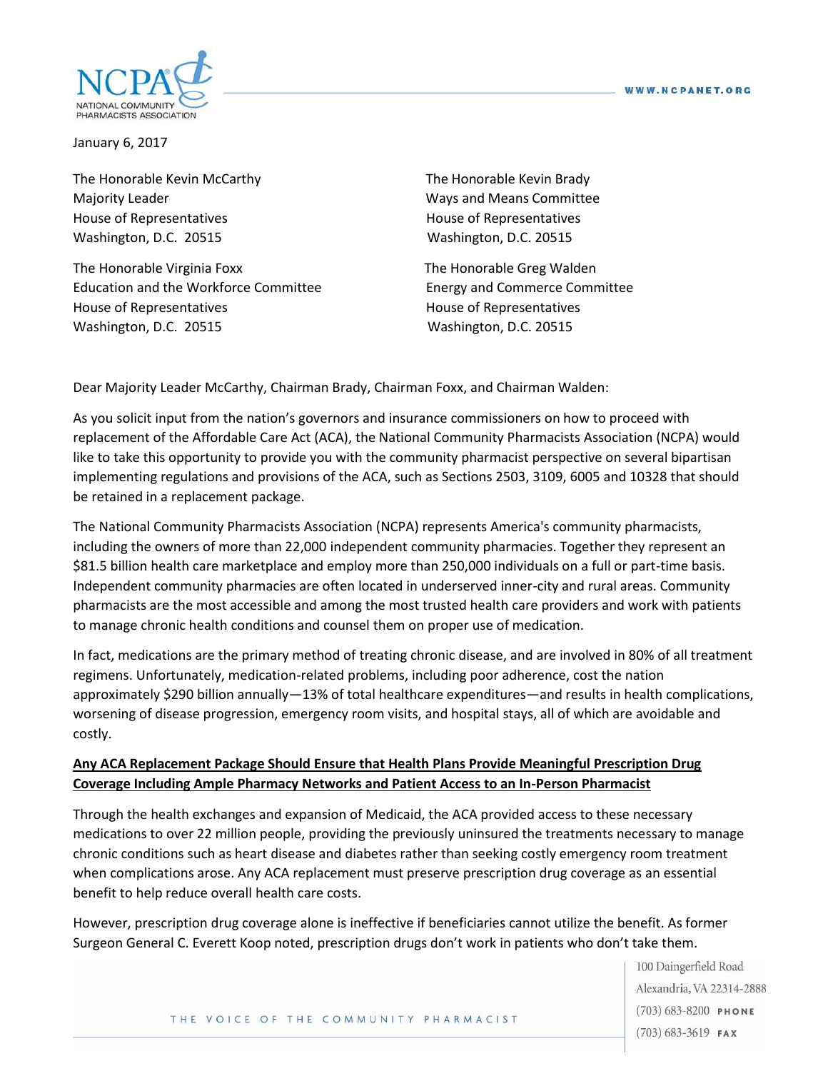January 6, 2017

The Honorable Kevin McCarthy
Majority Leader
House of Representatives
Washington, D.C. 20515

The Honorable Kevin Brady
Ways and Means Committee
House of Representatives
Washington, D.C. 20515

The Honorable Virginia Foxx
Education and the Workforce Committee
House of Representatives
Washington, D.C. 20515

The Honorable Greg Walden
Energy and Commerce Committee
House of Representatives
Washington, D.C. 20515

Dear Majority Leader McCarthy, Chairman Brady, Chairman Foxx, and Chairman Walden:

As you solicit input from the nation's governors and insurance commissioners on how to proceed with replacement of the Affordable Care Act (ACA), the National Community Pharmacists Association (NCPA) would like to take this opportunity to provide you with the community pharmacist perspective on several bipartisan implementing regulations and provisions of the ACA, such as Sections 2503, 3109, 6005 and 10328 that should be retained in a replacement package.

The National Community Pharmacists Association (NCPA) represents America's community pharmacists, including the owners of more than 22,000 independent community pharmacies. Together they represent an $81.5 billion health care marketplace and employ more than 250,000 individuals on a full or part-time basis. Independent community pharmacies are often located in underserved inner-city and rural areas. Community pharmacists are the most accessible and among the most trusted health care providers and work with patients to manage chronic health conditions and counsel them on proper use of medication.

In fact, medications are the primary method of treating chronic disease, and are involved in 80% of all treatment regimens. Unfortunately, medication-related problems, including poor adherence, cost the nation approximately $290 billion annually—13% of total healthcare expenditures—and results in health complications, worsening of disease progression, emergency room visits, and hospital stays, all of which are avoidable and costly.

**Any ACA Replacement Package Should Ensure that Health Plans Provide Meaningful Prescription Drug Coverage Including Ample Pharmacy Networks and Patient Access to an In-Person Pharmacist**

Through the health exchanges and expansion of Medicaid, the ACA provided access to these necessary medications to over 22 million people, providing the previously uninsured the treatments necessary to manage chronic conditions such as heart disease and diabetes rather than seeking costly emergency room treatment when complications arose. Any ACA replacement must preserve prescription drug coverage as an essential benefit to help reduce overall health care costs.

However, prescription drug coverage alone is ineffective if beneficiaries cannot utilize the benefit. As former Surgeon General C. Everett Koop noted, prescription drugs don't work in patients who don't take them.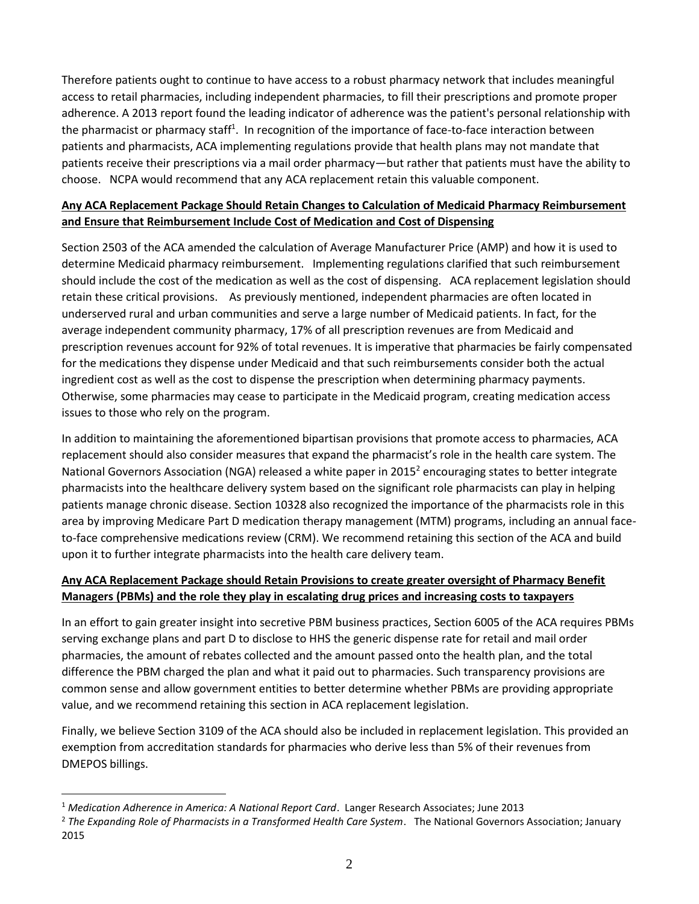Therefore patients ought to continue to have access to a robust pharmacy network that includes meaningful access to retail pharmacies, including independent pharmacies, to fill their prescriptions and promote proper adherence. A 2013 report found the leading indicator of adherence was the patient's personal relationship with the pharmacist or pharmacy staff[1]. In recognition of the importance of face-to-face interaction between patients and pharmacists, ACA implementing regulations provide that health plans may not mandate that patients receive their prescriptions via a mail order pharmacy—but rather that patients must have the ability to choose. NCPA would recommend that any ACA replacement retain this valuable component.

**Any ACA Replacement Package Should Retain Changes to Calculation of Medicaid Pharmacy Reimbursement and Ensure that Reimbursement Include Cost of Medication and Cost of Dispensing**

Section 2503 of the ACA amended the calculation of Average Manufacturer Price (AMP) and how it is used to determine Medicaid pharmacy reimbursement. Implementing regulations clarified that such reimbursement should include the cost of the medication as well as the cost of dispensing. ACA replacement legislation should retain these critical provisions. As previously mentioned, independent pharmacies are often located in underserved rural and urban communities and serve a large number of Medicaid patients. In fact, for the average independent community pharmacy, 17% of all prescription revenues are from Medicaid and prescription revenues account for 92% of total revenues. It is imperative that pharmacies be fairly compensated for the medications they dispense under Medicaid and that such reimbursements consider both the actual ingredient cost as well as the cost to dispense the prescription when determining pharmacy payments. Otherwise, some pharmacies may cease to participate in the Medicaid program, creating medication access issues to those who rely on the program.

In addition to maintaining the aforementioned bipartisan provisions that promote access to pharmacies, ACA replacement should also consider measures that expand the pharmacist's role in the health care system. The National Governors Association (NGA) released a white paper in 2015[2] encouraging states to better integrate pharmacists into the healthcare delivery system based on the significant role pharmacists can play in helping patients manage chronic disease. Section 10328 also recognized the importance of the pharmacists role in this area by improving Medicare Part D medication therapy management (MTM) programs, including an annual face-to-face comprehensive medications review (CRM). We recommend retaining this section of the ACA and build upon it to further integrate pharmacists into the health care delivery team.

**Any ACA Replacement Package should Retain Provisions to create greater oversight of Pharmacy Benefit Managers (PBMs) and the role they play in escalating drug prices and increasing costs to taxpayers**

In an effort to gain greater insight into secretive PBM business practices, Section 6005 of the ACA requires PBMs serving exchange plans and part D to disclose to HHS the generic dispense rate for retail and mail order pharmacies, the amount of rebates collected and the amount passed onto the health plan, and the total difference the PBM charged the plan and what it paid out to pharmacies. Such transparency provisions are common sense and allow government entities to better determine whether PBMs are providing appropriate value, and we recommend retaining this section in ACA replacement legislation.

Finally, we believe Section 3109 of the ACA should also be included in replacement legislation. This provided an exemption from accreditation standards for pharmacies who derive less than 5% of their revenues from DMEPOS billings.

---

[1] *Medication Adherence in America: A National Report Card*. Langer Research Associates; June 2013

[2] *The Expanding Role of Pharmacists in a Transformed Health Care System*. The National Governors Association; January 2015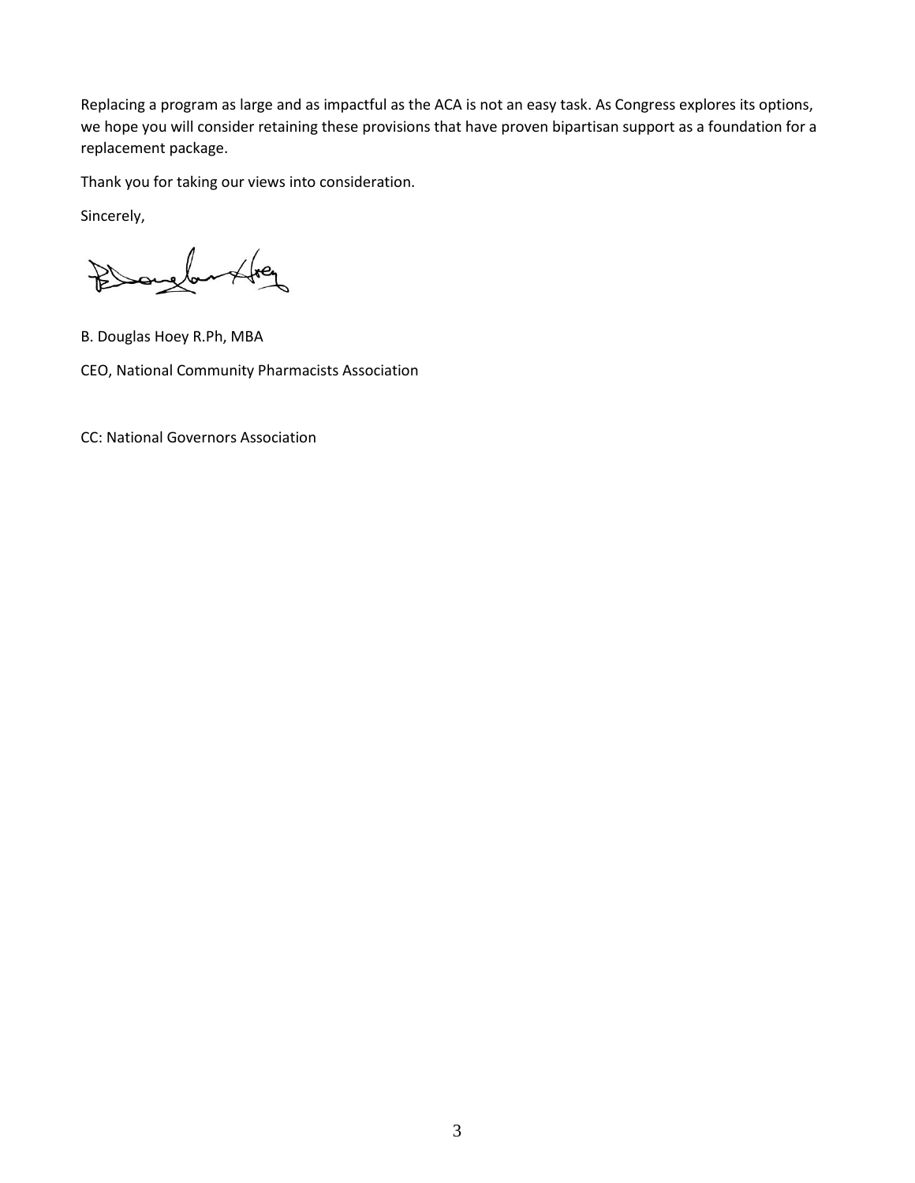Replacing a program as large and as impactful as the ACA is not an easy task. As Congress explores its options, we hope you will consider retaining these provisions that have proven bipartisan support as a foundation for a replacement package.

Thank you for taking our views into consideration.

Sincerely,

B. Douglas Hoey R.Ph, MBA

CEO, National Community Pharmacists Association

CC: National Governors Association